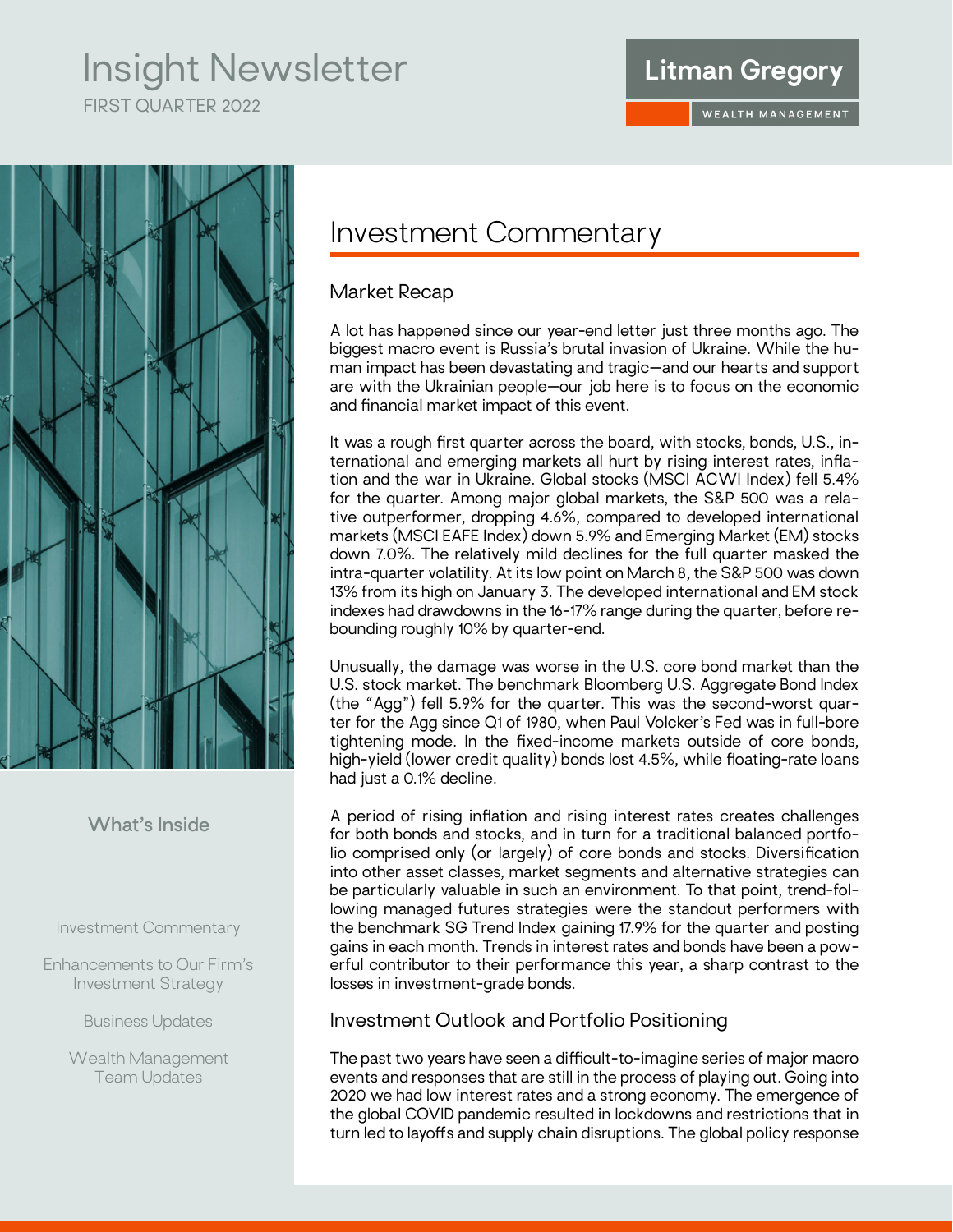# Insight Newsletter

FIRST QUARTER 2022

Litman Gregory

WEALTH MANAGEMENT

What's Inside

Investment Commentary

Enhancements to Our Firm's Investment Strategy

Business Updates

Wealth Management Team Updates

## Investment Commentary

### Market Recap

A lot has happened since our year-end letter just three months ago. The biggest macro event is Russia's brutal invasion of Ukraine. While the human impact has been devastating and tragic—and our hearts and support are with the Ukrainian people—our job here is to focus on the economic and financial market impact of this event.

It was a rough first quarter across the board, with stocks, bonds, U.S., international and emerging markets all hurt by rising interest rates, inflation and the war in Ukraine. Global stocks (MSCI ACWI Index) fell 5.4% for the quarter. Among major global markets, the S&P 500 was a relative outperformer, dropping 4.6%, compared to developed international markets (MSCI EAFE Index) down 5.9% and Emerging Market (EM) stocks down 7.0%. The relatively mild declines for the full quarter masked the intra-quarter volatility. At its low point on March 8, the S&P 500 was down 13% from its high on January 3. The developed international and EM stock indexes had drawdowns in the 16-17% range during the quarter, before rebounding roughly 10% by quarter-end.

Unusually, the damage was worse in the U.S. core bond market than the U.S. stock market. The benchmark Bloomberg U.S. Aggregate Bond Index (the "Agg") fell 5.9% for the quarter. This was the second-worst quarter for the Agg since Q1 of 1980, when Paul Volcker's Fed was in full-bore tightening mode. In the fixed-income markets outside of core bonds, high-yield (lower credit quality) bonds lost 4.5%, while floating-rate loans had just a 0.1% decline.

A period of rising inflation and rising interest rates creates challenges for both bonds and stocks, and in turn for a traditional balanced portfolio comprised only (or largely) of core bonds and stocks. Diversification into other asset classes, market segments and alternative strategies can be particularly valuable in such an environment. To that point, trend-following managed futures strategies were the standout performers with the benchmark SG Trend Index gaining 17.9% for the quarter and posting gains in each month. Trends in interest rates and bonds have been a powerful contributor to their performance this year, a sharp contrast to the losses in investment-grade bonds.

### Investment Outlook and Portfolio Positioning

The past two years have seen a difficult-to-imagine series of major macro events and responses that are still in the process of playing out. Going into 2020 we had low interest rates and a strong economy. The emergence of the global COVID pandemic resulted in lockdowns and restrictions that in turn led to layoffs and supply chain disruptions. The global policy response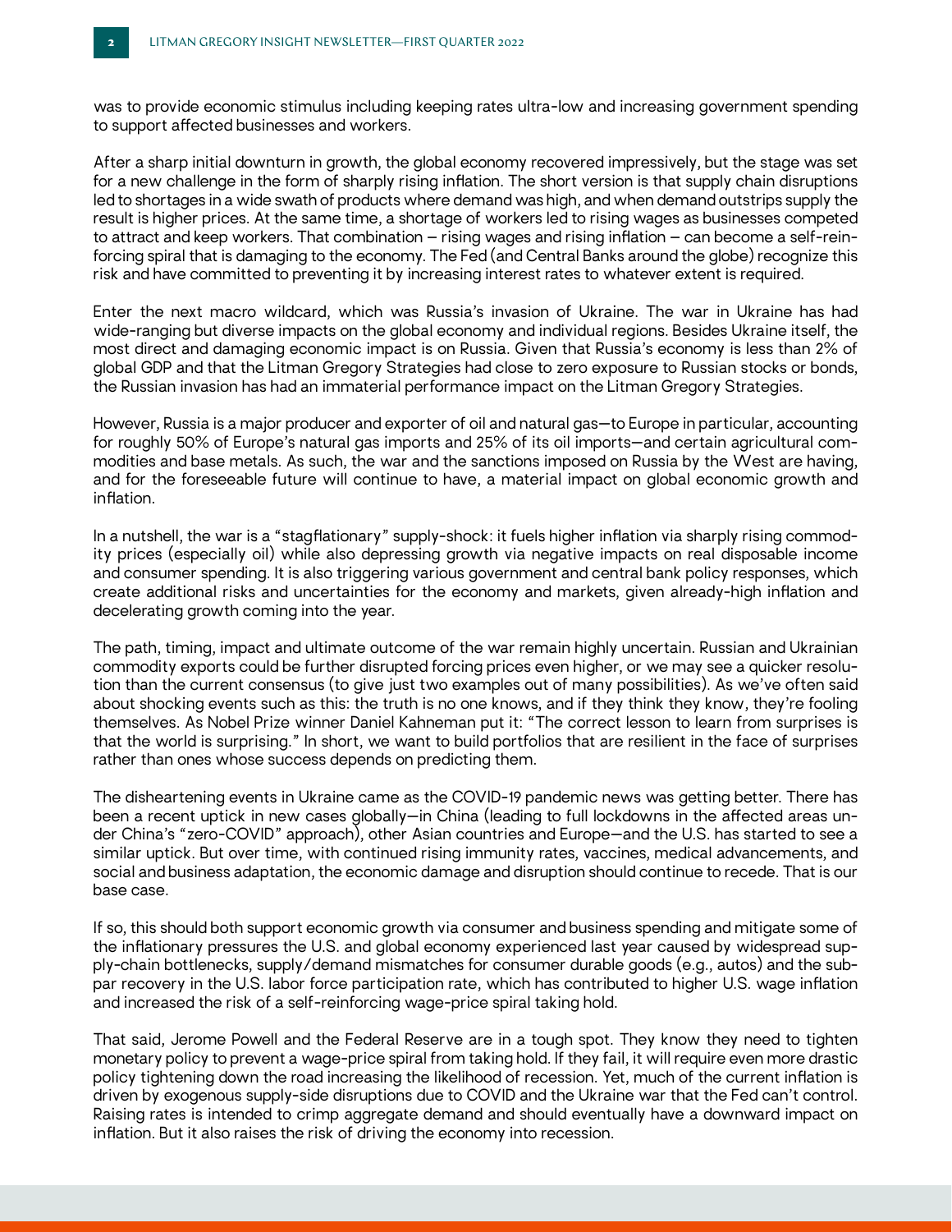was to provide economic stimulus including keeping rates ultra-low and increasing government spending to support affected businesses and workers.

After a sharp initial downturn in growth, the global economy recovered impressively, but the stage was set for a new challenge in the form of sharply rising inflation. The short version is that supply chain disruptions led to shortages in a wide swath of products where demand was high, and when demand outstrips supply the result is higher prices. At the same time, a shortage of workers led to rising wages as businesses competed to attract and keep workers. That combination – rising wages and rising inflation – can become a self-reinforcing spiral that is damaging to the economy. The Fed (and Central Banks around the globe) recognize this risk and have committed to preventing it by increasing interest rates to whatever extent is required.

Enter the next macro wildcard, which was Russia's invasion of Ukraine. The war in Ukraine has had wide-ranging but diverse impacts on the global economy and individual regions. Besides Ukraine itself, the most direct and damaging economic impact is on Russia. Given that Russia's economy is less than 2% of global GDP and that the Litman Gregory Strategies had close to zero exposure to Russian stocks or bonds, the Russian invasion has had an immaterial performance impact on the Litman Gregory Strategies.

However, Russia is a major producer and exporter of oil and natural gas—to Europe in particular, accounting for roughly 50% of Europe's natural gas imports and 25% of its oil imports—and certain agricultural commodities and base metals. As such, the war and the sanctions imposed on Russia by the West are having, and for the foreseeable future will continue to have, a material impact on global economic growth and inflation.

In a nutshell, the war is a "stagflationary" supply-shock: it fuels higher inflation via sharply rising commodity prices (especially oil) while also depressing growth via negative impacts on real disposable income and consumer spending. It is also triggering various government and central bank policy responses, which create additional risks and uncertainties for the economy and markets, given already-high inflation and decelerating growth coming into the year.

The path, timing, impact and ultimate outcome of the war remain highly uncertain. Russian and Ukrainian commodity exports could be further disrupted forcing prices even higher, or we may see a quicker resolution than the current consensus (to give just two examples out of many possibilities). As we've often said about shocking events such as this: the truth is no one knows, and if they think they know, they're fooling themselves. As Nobel Prize winner Daniel Kahneman put it: "The correct lesson to learn from surprises is that the world is surprising." In short, we want to build portfolios that are resilient in the face of surprises rather than ones whose success depends on predicting them.

The disheartening events in Ukraine came as the COVID-19 pandemic news was getting better. There has been a recent uptick in new cases globally—in China (leading to full lockdowns in the affected areas under China's "zero-COVID" approach), other Asian countries and Europe—and the U.S. has started to see a similar uptick. But over time, with continued rising immunity rates, vaccines, medical advancements, and social and business adaptation, the economic damage and disruption should continue to recede. That is our base case.

If so, this should both support economic growth via consumer and business spending and mitigate some of the inflationary pressures the U.S. and global economy experienced last year caused by widespread supply-chain bottlenecks, supply/demand mismatches for consumer durable goods (e.g., autos) and the subpar recovery in the U.S. labor force participation rate, which has contributed to higher U.S. wage inflation and increased the risk of a self-reinforcing wage-price spiral taking hold.

That said, Jerome Powell and the Federal Reserve are in a tough spot. They know they need to tighten monetary policy to prevent a wage-price spiral from taking hold. If they fail, it will require even more drastic policy tightening down the road increasing the likelihood of recession. Yet, much of the current inflation is driven by exogenous supply-side disruptions due to COVID and the Ukraine war that the Fed can't control. Raising rates is intended to crimp aggregate demand and should eventually have a downward impact on inflation. But it also raises the risk of driving the economy into recession.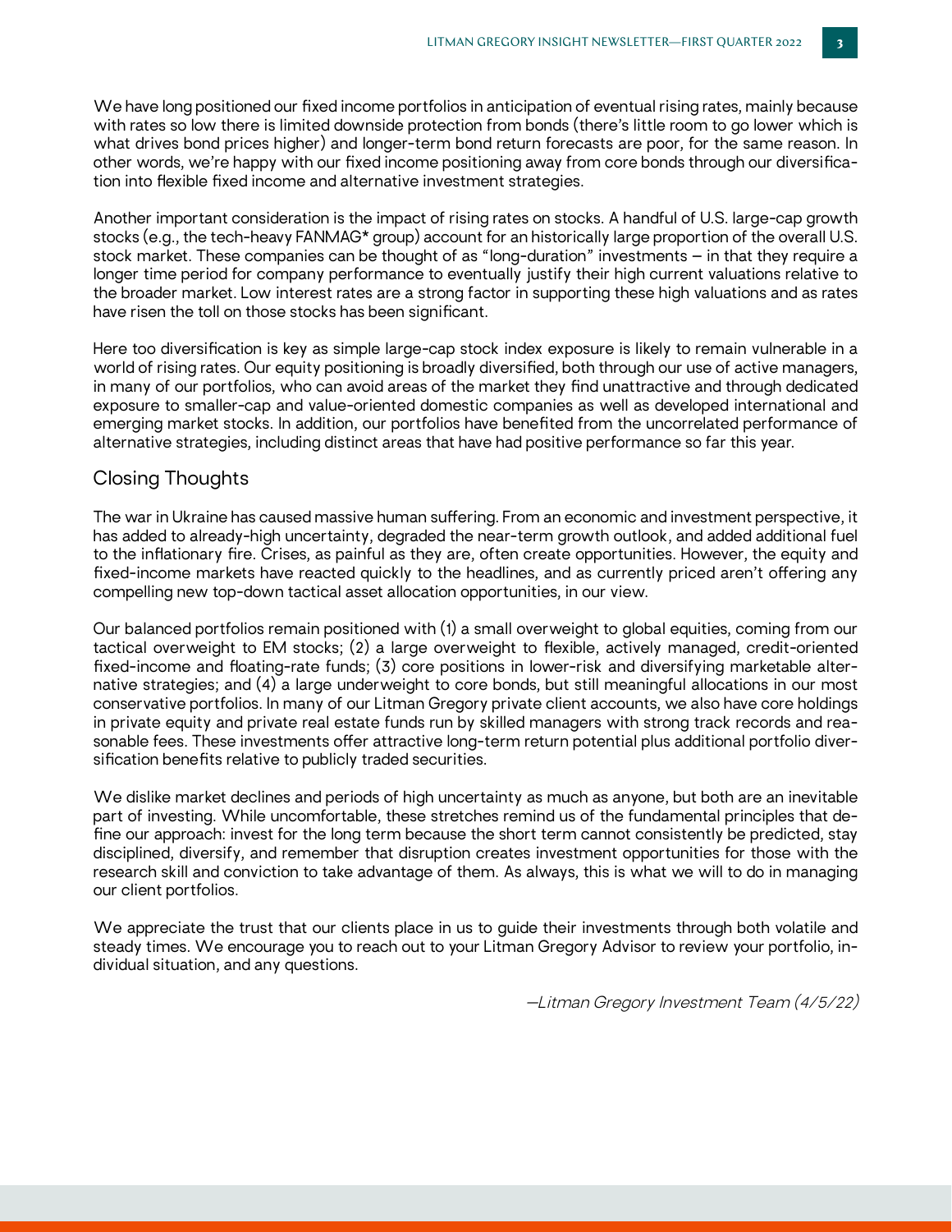We have long positioned our fixed income portfolios in anticipation of eventual rising rates, mainly because with rates so low there is limited downside protection from bonds (there's little room to go lower which is what drives bond prices higher) and longer-term bond return forecasts are poor, for the same reason. In other words, we're happy with our fixed income positioning away from core bonds through our diversification into flexible fixed income and alternative investment strategies.

Another important consideration is the impact of rising rates on stocks. A handful of U.S. large-cap growth stocks (e.g., the tech-heavy FANMAG* group) account for an historically large proportion of the overall U.S. stock market. These companies can be thought of as "long-duration" investments – in that they require a longer time period for company performance to eventually justify their high current valuations relative to the broader market. Low interest rates are a strong factor in supporting these high valuations and as rates have risen the toll on those stocks has been significant.

Here too diversification is key as simple large-cap stock index exposure is likely to remain vulnerable in a world of rising rates. Our equity positioning is broadly diversified, both through our use of active managers, in many of our portfolios, who can avoid areas of the market they find unattractive and through dedicated exposure to smaller-cap and value-oriented domestic companies as well as developed international and emerging market stocks. In addition, our portfolios have benefited from the uncorrelated performance of alternative strategies, including distinct areas that have had positive performance so far this year.

## Closing Thoughts

The war in Ukraine has caused massive human suffering. From an economic and investment perspective, it has added to already-high uncertainty, degraded the near-term growth outlook, and added additional fuel to the inflationary fire. Crises, as painful as they are, often create opportunities. However, the equity and fixed-income markets have reacted quickly to the headlines, and as currently priced aren't offering any compelling new top-down tactical asset allocation opportunities, in our view.

Our balanced portfolios remain positioned with (1) a small overweight to global equities, coming from our tactical overweight to EM stocks; (2) a large overweight to flexible, actively managed, credit-oriented fixed-income and floating-rate funds; (3) core positions in lower-risk and diversifying marketable alternative strategies; and (4) a large underweight to core bonds, but still meaningful allocations in our most conservative portfolios. In many of our Litman Gregory private client accounts, we also have core holdings in private equity and private real estate funds run by skilled managers with strong track records and reasonable fees. These investments offer attractive long-term return potential plus additional portfolio diversification benefits relative to publicly traded securities.

We dislike market declines and periods of high uncertainty as much as anyone, but both are an inevitable part of investing. While uncomfortable, these stretches remind us of the fundamental principles that define our approach: invest for the long term because the short term cannot consistently be predicted, stay disciplined, diversify, and remember that disruption creates investment opportunities for those with the research skill and conviction to take advantage of them. As always, this is what we will to do in managing our client portfolios.

We appreciate the trust that our clients place in us to guide their investments through both volatile and steady times. We encourage you to reach out to your Litman Gregory Advisor to review your portfolio, individual situation, and any questions.

*—Litman Gregory Investment Team (4/5/22)*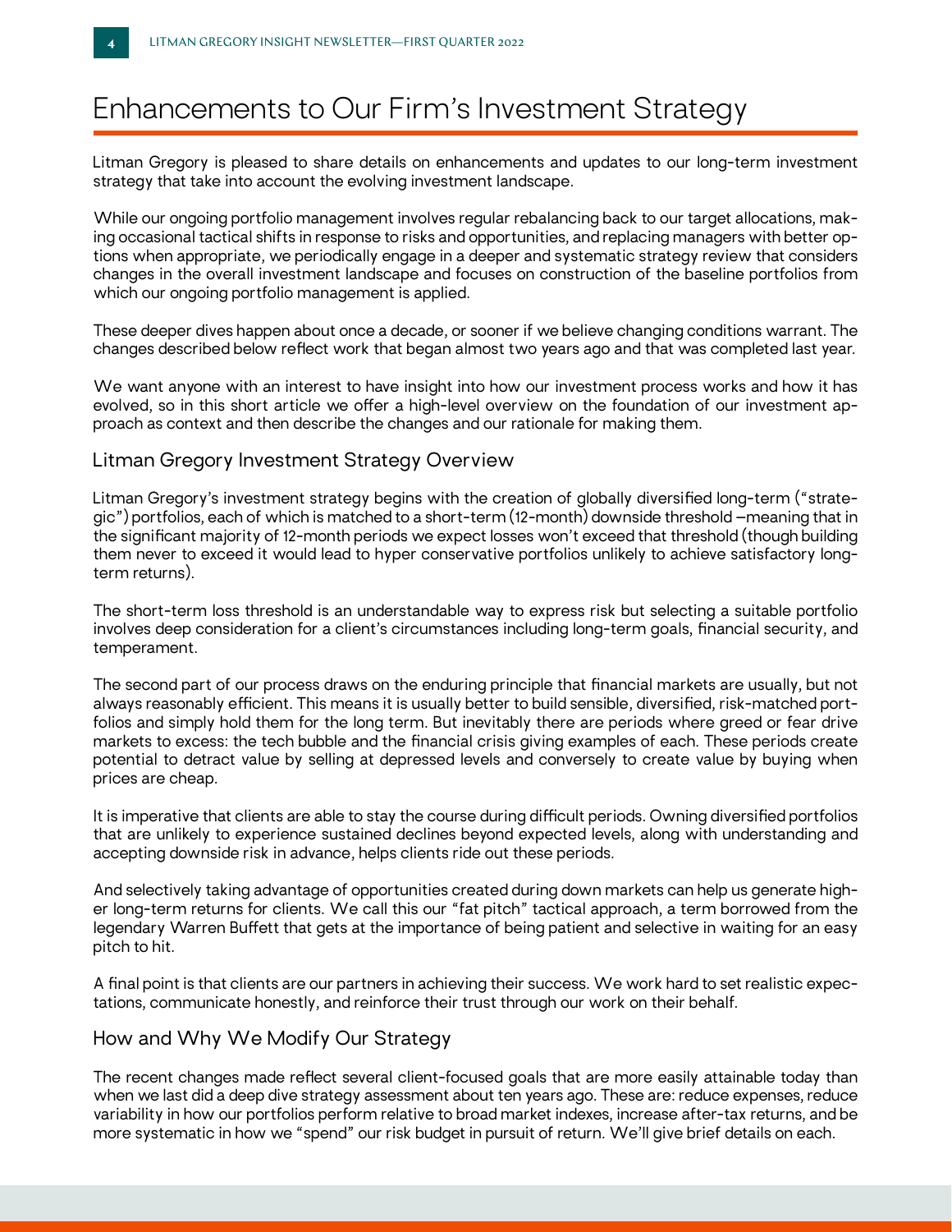# Enhancements to Our Firm's Investment Strategy

Litman Gregory is pleased to share details on enhancements and updates to our long-term investment strategy that take into account the evolving investment landscape.

While our ongoing portfolio management involves regular rebalancing back to our target allocations, making occasional tactical shifts in response to risks and opportunities, and replacing managers with better options when appropriate, we periodically engage in a deeper and systematic strategy review that considers changes in the overall investment landscape and focuses on construction of the baseline portfolios from which our ongoing portfolio management is applied.

These deeper dives happen about once a decade, or sooner if we believe changing conditions warrant. The changes described below reflect work that began almost two years ago and that was completed last year.

We want anyone with an interest to have insight into how our investment process works and how it has evolved, so in this short article we offer a high-level overview on the foundation of our investment approach as context and then describe the changes and our rationale for making them.

## Litman Gregory Investment Strategy Overview

Litman Gregory's investment strategy begins with the creation of globally diversified long-term ("strategic") portfolios, each of which is matched to a short-term (12-month) downside threshold —meaning that in the significant majority of 12-month periods we expect losses won't exceed that threshold (though building them never to exceed it would lead to hyper conservative portfolios unlikely to achieve satisfactory long-term returns).

The short-term loss threshold is an understandable way to express risk but selecting a suitable portfolio involves deep consideration for a client's circumstances including long-term goals, financial security, and temperament.

The second part of our process draws on the enduring principle that financial markets are usually, but not always reasonably efficient. This means it is usually better to build sensible, diversified, risk-matched portfolios and simply hold them for the long term. But inevitably there are periods where greed or fear drive markets to excess: the tech bubble and the financial crisis giving examples of each. These periods create potential to detract value by selling at depressed levels and conversely to create value by buying when prices are cheap.

It is imperative that clients are able to stay the course during difficult periods. Owning diversified portfolios that are unlikely to experience sustained declines beyond expected levels, along with understanding and accepting downside risk in advance, helps clients ride out these periods.

And selectively taking advantage of opportunities created during down markets can help us generate higher long-term returns for clients. We call this our "fat pitch" tactical approach, a term borrowed from the legendary Warren Buffett that gets at the importance of being patient and selective in waiting for an easy pitch to hit.

A final point is that clients are our partners in achieving their success. We work hard to set realistic expectations, communicate honestly, and reinforce their trust through our work on their behalf.

## How and Why We Modify Our Strategy

The recent changes made reflect several client-focused goals that are more easily attainable today than when we last did a deep dive strategy assessment about ten years ago. These are: reduce expenses, reduce variability in how our portfolios perform relative to broad market indexes, increase after-tax returns, and be more systematic in how we "spend" our risk budget in pursuit of return. We'll give brief details on each.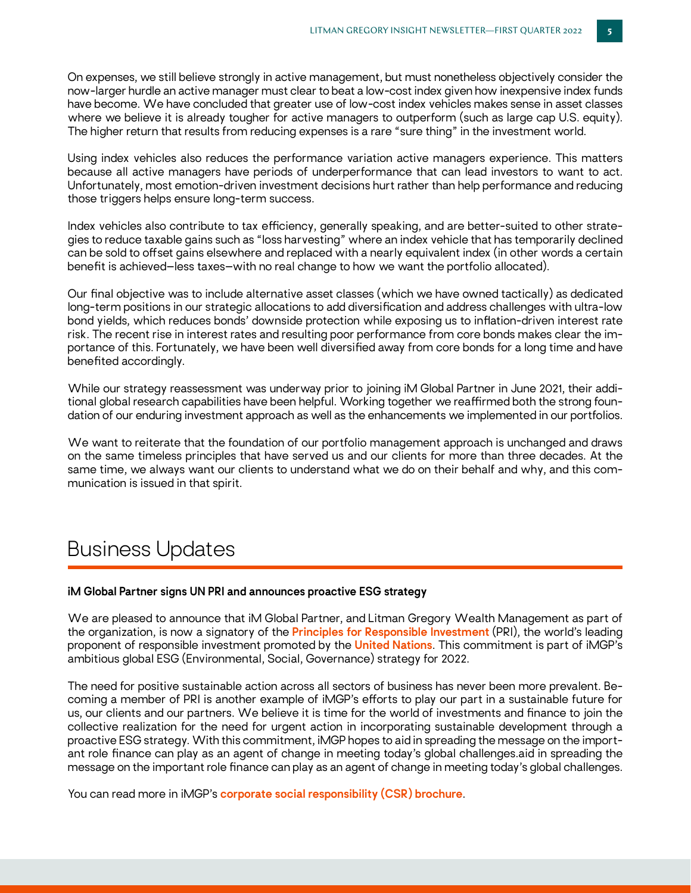On expenses, we still believe strongly in active management, but must nonetheless objectively consider the now-larger hurdle an active manager must clear to beat a low-cost index given how inexpensive index funds have become. We have concluded that greater use of low-cost index vehicles makes sense in asset classes where we believe it is already tougher for active managers to outperform (such as large cap U.S. equity). The higher return that results from reducing expenses is a rare "sure thing" in the investment world.

Using index vehicles also reduces the performance variation active managers experience. This matters because all active managers have periods of underperformance that can lead investors to want to act. Unfortunately, most emotion-driven investment decisions hurt rather than help performance and reducing those triggers helps ensure long-term success.

Index vehicles also contribute to tax efficiency, generally speaking, and are better-suited to other strategies to reduce taxable gains such as "loss harvesting" where an index vehicle that has temporarily declined can be sold to offset gains elsewhere and replaced with a nearly equivalent index (in other words a certain benefit is achieved–less taxes–with no real change to how we want the portfolio allocated).

Our final objective was to include alternative asset classes (which we have owned tactically) as dedicated long-term positions in our strategic allocations to add diversification and address challenges with ultra-low bond yields, which reduces bonds' downside protection while exposing us to inflation-driven interest rate risk. The recent rise in interest rates and resulting poor performance from core bonds makes clear the importance of this. Fortunately, we have been well diversified away from core bonds for a long time and have benefited accordingly.

While our strategy reassessment was underway prior to joining iM Global Partner in June 2021, their additional global research capabilities have been helpful. Working together we reaffirmed both the strong foundation of our enduring investment approach as well as the enhancements we implemented in our portfolios.

We want to reiterate that the foundation of our portfolio management approach is unchanged and draws on the same timeless principles that have served us and our clients for more than three decades. At the same time, we always want our clients to understand what we do on their behalf and why, and this communication is issued in that spirit.

# Business Updates

**iM Global Partner signs UN PRI and announces proactive ESG strategy**

We are pleased to announce that iM Global Partner, and Litman Gregory Wealth Management as part of the organization, is now a signatory of the **Principles for Responsible Investment** (PRI), the world's leading proponent of responsible investment promoted by the **United Nations**. This commitment is part of iMGP's ambitious global ESG (Environmental, Social, Governance) strategy for 2022.

The need for positive sustainable action across all sectors of business has never been more prevalent. Becoming a member of PRI is another example of iMGP's efforts to play our part in a sustainable future for us, our clients and our partners. We believe it is time for the world of investments and finance to join the collective realization for the need for urgent action in incorporating sustainable development through a proactive ESG strategy. With this commitment, iMGP hopes to aid in spreading the message on the important role finance can play as an agent of change in meeting today's global challenges.aid in spreading the message on the important role finance can play as an agent of change in meeting today's global challenges.

You can read more in iMGP's **corporate social responsibility (CSR) brochure**.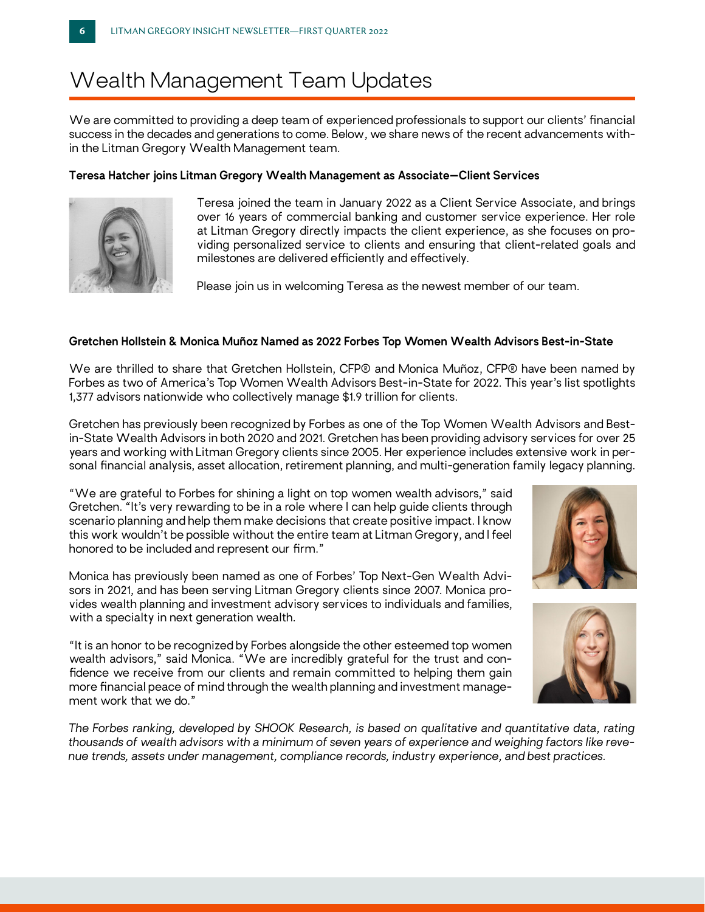# Wealth Management Team Updates

We are committed to providing a deep team of experienced professionals to support our clients' financial success in the decades and generations to come. Below, we share news of the recent advancements within the Litman Gregory Wealth Management team.

**Teresa Hatcher joins Litman Gregory Wealth Management as Associate—Client Services**

Teresa joined the team in January 2022 as a Client Service Associate, and brings over 16 years of commercial banking and customer service experience. Her role at Litman Gregory directly impacts the client experience, as she focuses on providing personalized service to clients and ensuring that client-related goals and milestones are delivered efficiently and effectively.

Please join us in welcoming Teresa as the newest member of our team.

**Gretchen Hollstein & Monica Muñoz Named as 2022 Forbes Top Women Wealth Advisors Best-in-State**

We are thrilled to share that Gretchen Hollstein, CFP® and Monica Muñoz, CFP® have been named by Forbes as two of America's Top Women Wealth Advisors Best-in-State for 2022. This year's list spotlights 1,377 advisors nationwide who collectively manage $1.9 trillion for clients.

Gretchen has previously been recognized by Forbes as one of the Top Women Wealth Advisors and Best-in-State Wealth Advisors in both 2020 and 2021. Gretchen has been providing advisory services for over 25 years and working with Litman Gregory clients since 2005. Her experience includes extensive work in personal financial analysis, asset allocation, retirement planning, and multi-generation family legacy planning.

"We are grateful to Forbes for shining a light on top women wealth advisors," said Gretchen. "It's very rewarding to be in a role where I can help guide clients through scenario planning and help them make decisions that create positive impact. I know this work wouldn't be possible without the entire team at Litman Gregory, and I feel honored to be included and represent our firm."

Monica has previously been named as one of Forbes' Top Next-Gen Wealth Advisors in 2021, and has been serving Litman Gregory clients since 2007. Monica provides wealth planning and investment advisory services to individuals and families, with a specialty in next generation wealth.

"It is an honor to be recognized by Forbes alongside the other esteemed top women wealth advisors," said Monica. "We are incredibly grateful for the trust and confidence we receive from our clients and remain committed to helping them gain more financial peace of mind through the wealth planning and investment management work that we do."

*The Forbes ranking, developed by SHOOK Research, is based on qualitative and quantitative data, rating thousands of wealth advisors with a minimum of seven years of experience and weighing factors like revenue trends, assets under management, compliance records, industry experience, and best practices.*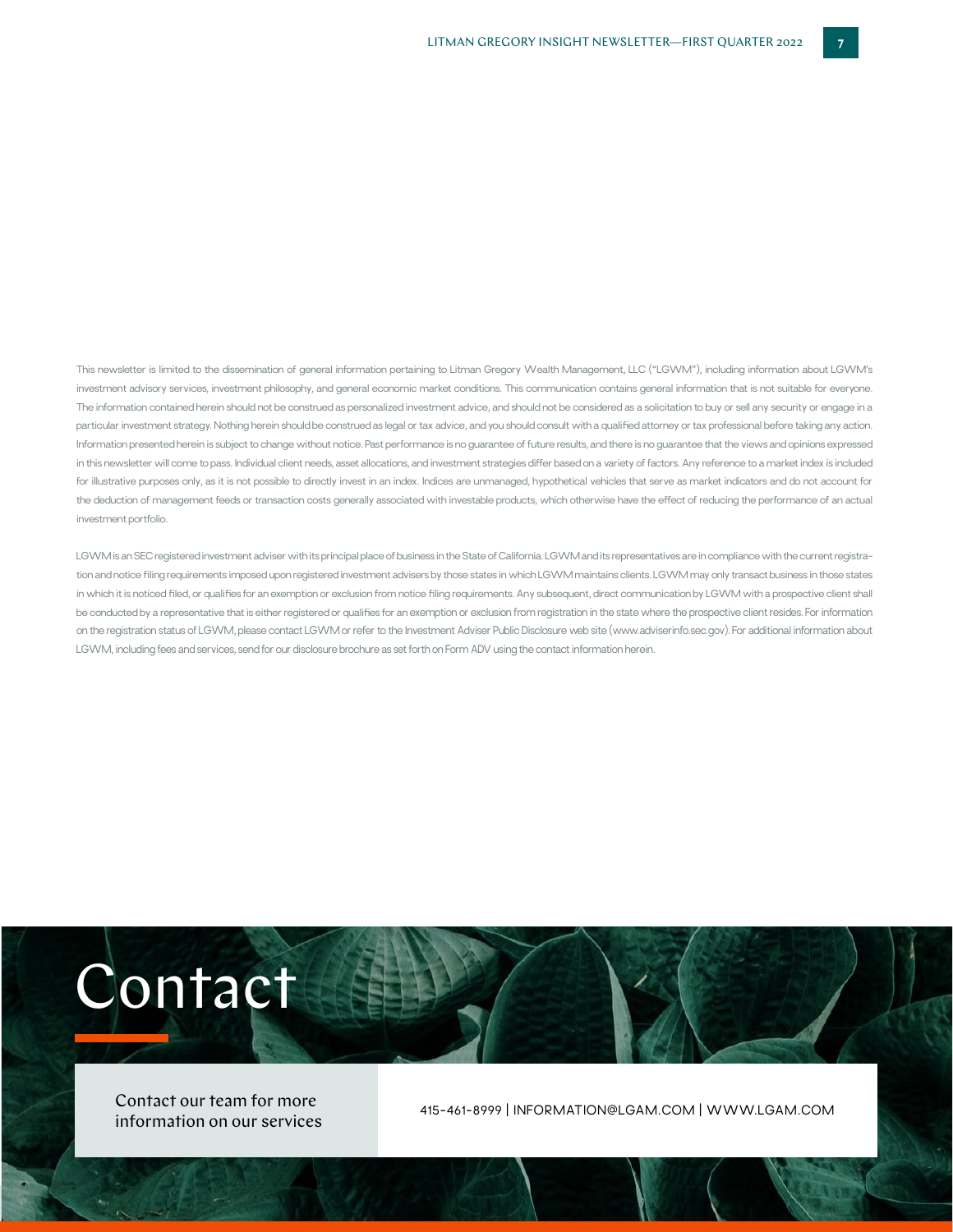This newsletter is limited to the dissemination of general information pertaining to Litman Gregory Wealth Management, LLC ("LGWM"), including information about LGWM's investment advisory services, investment philosophy, and general economic market conditions. This communication contains general information that is not suitable for everyone. The information contained herein should not be construed as personalized investment advice, and should not be considered as a solicitation to buy or sell any security or engage in a particular investment strategy. Nothing herein should be construed as legal or tax advice, and you should consult with a qualified attorney or tax professional before taking any action. Information presented herein is subject to change without notice. Past performance is no guarantee of future results, and there is no guarantee that the views and opinions expressed in this newsletter will come to pass. Individual client needs, asset allocations, and investment strategies differ based on a variety of factors. Any reference to a market index is included for illustrative purposes only, as it is not possible to directly invest in an index. Indices are unmanaged, hypothetical vehicles that serve as market indicators and do not account for the deduction of management feeds or transaction costs generally associated with investable products, which otherwise have the effect of reducing the performance of an actual investment portfolio.

LGWM is an SEC registered investment adviser with its principal place of business in the State of California. LGWM and its representatives are in compliance with the current registration and notice filing requirements imposed upon registered investment advisers by those states in which LGWM maintains clients. LGWM may only transact business in those states in which it is noticed filed, or qualifies for an exemption or exclusion from notice filing requirements. Any subsequent, direct communication by LGWM with a prospective client shall be conducted by a representative that is either registered or qualifies for an exemption or exclusion from registration in the state where the prospective client resides. For information on the registration status of LGWM, please contact LGWM or refer to the Investment Adviser Public Disclosure web site (www.adviserinfo.sec.gov). For additional information about LGWM, including fees and services, send for our disclosure brochure as set forth on Form ADV using the contact information herein.

# Contact

Contact our team for more information on our services

415-461-8999 | INFORMATION@LGAM.COM | WWW.LGAM.COM